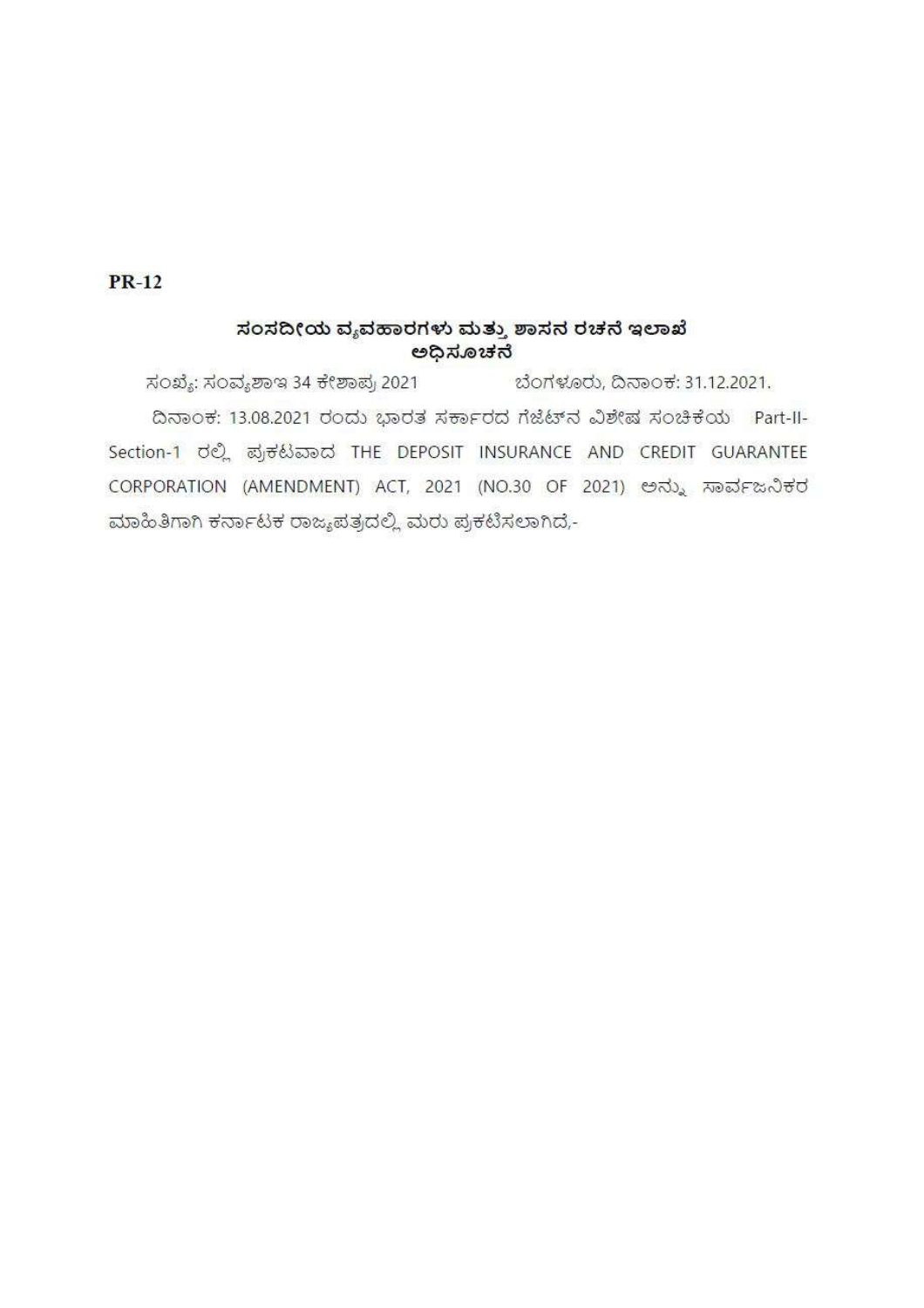**PR-12**

## ಸಂಸದೀಯ ವ್ಯವಹಾರಗಳು ಮತ್ತು ಶಾಸನ ರಚನೆ ಇಲಾಖೆ
## ಅಧಿಸೂಚನೆ

ಸಂಖ್ಯೆ: ಸಂವ್ಯಶಾಇ 34 ಕೇಶಾಪ್ರ 2021 ಬೆಂಗಳೂರು, ದಿನಾಂಕ: 31.12.2021.

ದಿನಾಂಕ: 13.08.2021 ರಂದು ಭಾರತ ಸರ್ಕಾರದ ಗೆಜೆಟ್‌ನ ವಿಶೇಷ ಸಂಚಿಕೆಯ Part-II-Section-1 ರಲ್ಲಿ ಪ್ರಕಟವಾದ THE DEPOSIT INSURANCE AND CREDIT GUARANTEE CORPORATION (AMENDMENT) ACT, 2021 (NO.30 OF 2021) ಅನ್ನು ಸಾರ್ವಜನಿಕರ ಮಾಹಿತಿಗಾಗಿ ಕರ್ನಾಟಕ ರಾಜ್ಯಪತ್ರದಲ್ಲಿ ಮರು ಪ್ರಕಟಿಸಲಾಗಿದೆ,-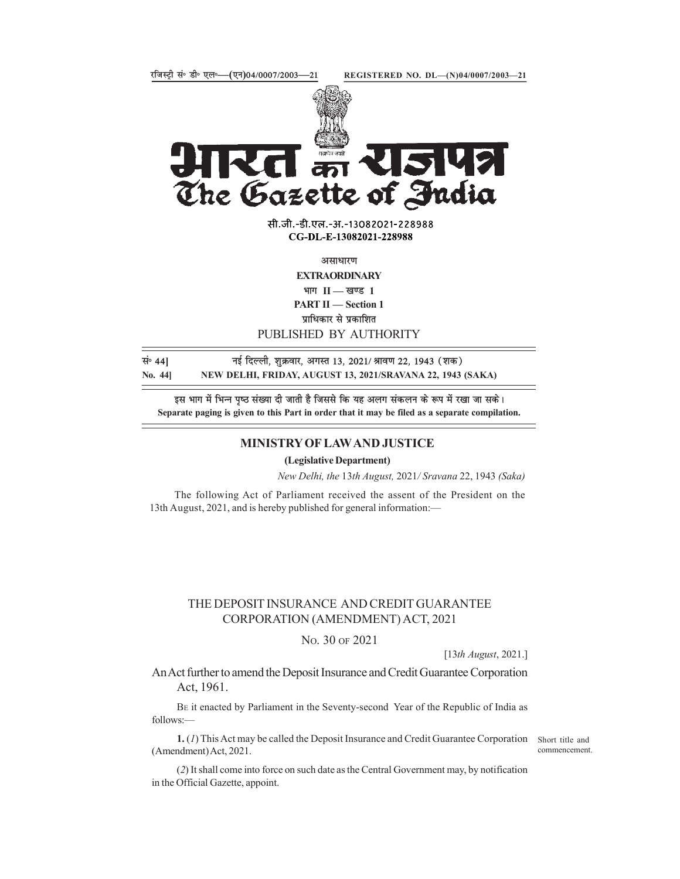रजिस्ट्री सं॰ डी॰ एल॰—(एन)04/0007/2003—21 REGISTERED NO. DL—(N)04/0007/2003—21

# भारत का राजपत्र
# The Gazette of India

सी.जी.-डी.एल.-अ.-13082021-228988
**CG-DL-E-13082021-228988**

असाधारण
**EXTRAORDINARY**
भाग II — खण्ड 1
**PART II — Section 1**
प्राधिकार से प्रकाशित
PUBLISHED BY AUTHORITY

सं॰ 44] नई दिल्ली, शुक्रवार, अगस्त 13, 2021/ श्रावण 22, 1943 (शक)
**No. 44] NEW DELHI, FRIDAY, AUGUST 13, 2021/SRAVANA 22, 1943 (SAKA)**

इस भाग में भिन्न पृष्ठ संख्या दी जाती है जिससे कि यह अलग संकलन के रूप में रखा जा सके।
**Separate paging is given to this Part in order that it may be filed as a separate compilation.**

## MINISTRY OF LAW AND JUSTICE

**(Legislative Department)**

*New Delhi, the* 13*th August,* 2021*/ Sravana* 22, 1943 *(Saka)*

The following Act of Parliament received the assent of the President on the 13th August, 2021, and is hereby published for general information:—

## THE DEPOSIT INSURANCE AND CREDIT GUARANTEE CORPORATION (AMENDMENT) ACT, 2021

NO. 30 OF 2021

[13*th August*, 2021.]

An Act further to amend the Deposit Insurance and Credit Guarantee Corporation Act, 1961.

BE it enacted by Parliament in the Seventy-second Year of the Republic of India as follows:—

Short title and commencement.

**1.** (*1*) This Act may be called the Deposit Insurance and Credit Guarantee Corporation (Amendment) Act, 2021.

(*2*) It shall come into force on such date as the Central Government may, by notification in the Official Gazette, appoint.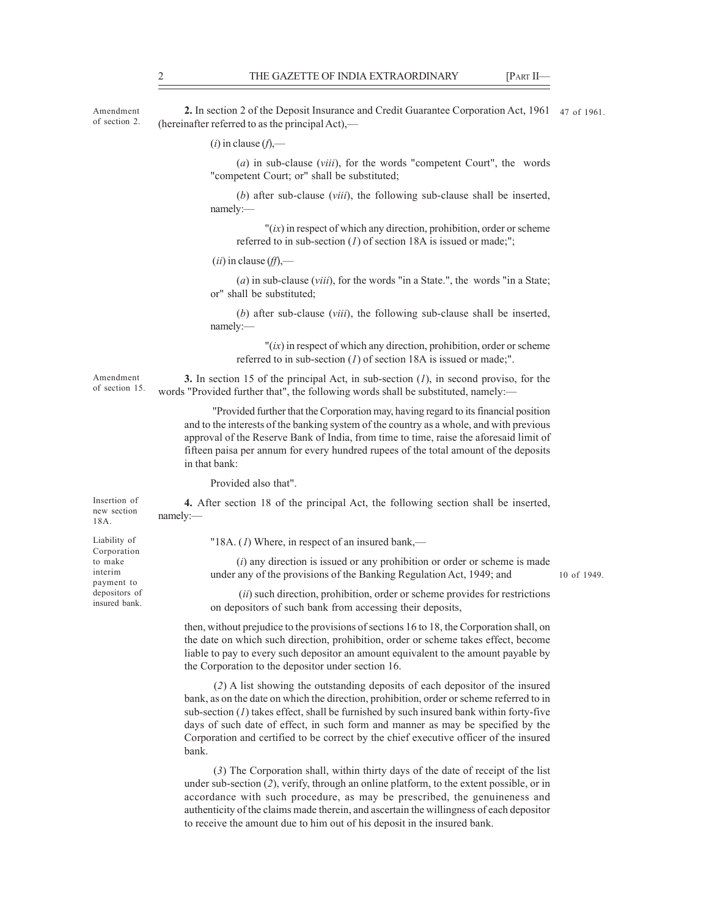Amendment of section 2.

**2.** In section 2 of the Deposit Insurance and Credit Guarantee Corporation Act, 1961 (hereinafter referred to as the principal Act),— 47 of 1961.

(*i*) in clause (*f*),—

(*a*) in sub-clause (*viii*), for the words "competent Court", the words "competent Court; or" shall be substituted;

(*b*) after sub-clause (*viii*), the following sub-clause shall be inserted, namely:—

"(*ix*) in respect of which any direction, prohibition, order or scheme referred to in sub-section (*1*) of section 18A is issued or made;";

(*ii*) in clause (*ff*),—

(*a*) in sub-clause (*viii*), for the words "in a State.", the words "in a State; or" shall be substituted;

(*b*) after sub-clause (*viii*), the following sub-clause shall be inserted, namely:—

"(*ix*) in respect of which any direction, prohibition, order or scheme referred to in sub-section (*1*) of section 18A is issued or made;".

Amendment of section 15.

**3.** In section 15 of the principal Act, in sub-section (*1*), in second proviso, for the words "Provided further that", the following words shall be substituted, namely:—

"Provided further that the Corporation may, having regard to its financial position and to the interests of the banking system of the country as a whole, and with previous approval of the Reserve Bank of India, from time to time, raise the aforesaid limit of fifteen paisa per annum for every hundred rupees of the total amount of the deposits in that bank:

Provided also that".

Insertion of new section 18A.

**4.** After section 18 of the principal Act, the following section shall be inserted, namely:—

Liability of Corporation to make interim payment to depositors of insured bank.

"18A. (*1*) Where, in respect of an insured bank,—

(*i*) any direction is issued or any prohibition or order or scheme is made under any of the provisions of the Banking Regulation Act, 1949; and 10 of 1949.

(*ii*) such direction, prohibition, order or scheme provides for restrictions on depositors of such bank from accessing their deposits,

then, without prejudice to the provisions of sections 16 to 18, the Corporation shall, on the date on which such direction, prohibition, order or scheme takes effect, become liable to pay to every such depositor an amount equivalent to the amount payable by the Corporation to the depositor under section 16.

(*2*) A list showing the outstanding deposits of each depositor of the insured bank, as on the date on which the direction, prohibition, order or scheme referred to in sub-section (*1*) takes effect, shall be furnished by such insured bank within forty-five days of such date of effect, in such form and manner as may be specified by the Corporation and certified to be correct by the chief executive officer of the insured bank.

(*3*) The Corporation shall, within thirty days of the date of receipt of the list under sub-section (*2*), verify, through an online platform, to the extent possible, or in accordance with such procedure, as may be prescribed, the genuineness and authenticity of the claims made therein, and ascertain the willingness of each depositor to receive the amount due to him out of his deposit in the insured bank.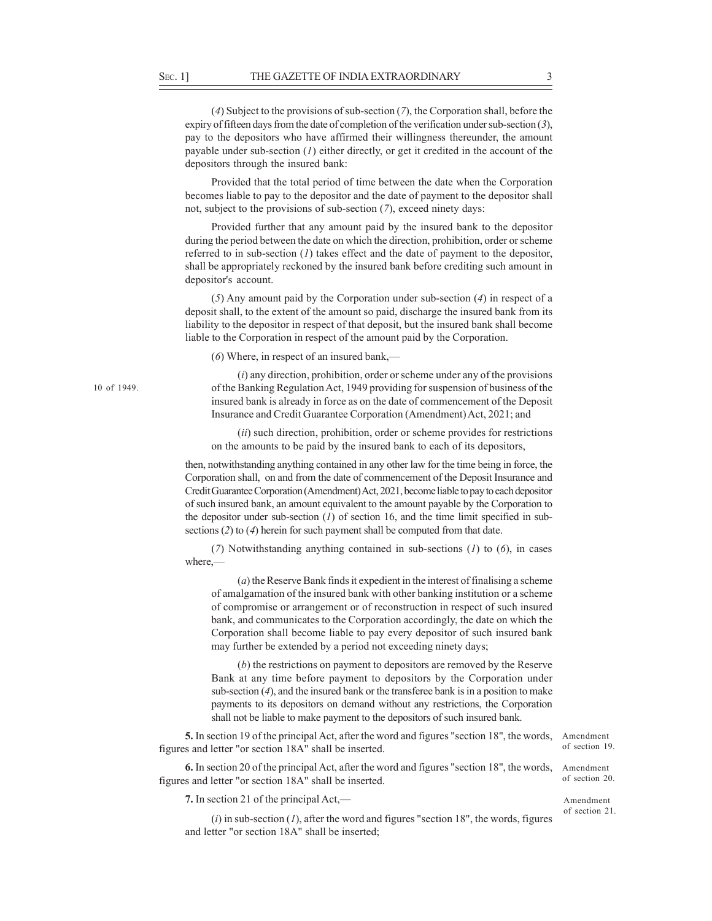(*4*) Subject to the provisions of sub-section (*7*), the Corporation shall, before the expiry of fifteen days from the date of completion of the verification under sub-section (*3*), pay to the depositors who have affirmed their willingness thereunder, the amount payable under sub-section (*1*) either directly, or get it credited in the account of the depositors through the insured bank:

Provided that the total period of time between the date when the Corporation becomes liable to pay to the depositor and the date of payment to the depositor shall not, subject to the provisions of sub-section (*7*), exceed ninety days:

Provided further that any amount paid by the insured bank to the depositor during the period between the date on which the direction, prohibition, order or scheme referred to in sub-section (*1*) takes effect and the date of payment to the depositor, shall be appropriately reckoned by the insured bank before crediting such amount in depositor's account.

(*5*) Any amount paid by the Corporation under sub-section (*4*) in respect of a deposit shall, to the extent of the amount so paid, discharge the insured bank from its liability to the depositor in respect of that deposit, but the insured bank shall become liable to the Corporation in respect of the amount paid by the Corporation.

(*6*) Where, in respect of an insured bank,—

(*i*) any direction, prohibition, order or scheme under any of the provisions of the Banking Regulation Act, 1949 providing for suspension of business of the insured bank is already in force as on the date of commencement of the Deposit Insurance and Credit Guarantee Corporation (Amendment) Act, 2021; and

10 of 1949.

(*ii*) such direction, prohibition, order or scheme provides for restrictions on the amounts to be paid by the insured bank to each of its depositors,

then, notwithstanding anything contained in any other law for the time being in force, the Corporation shall, on and from the date of commencement of the Deposit Insurance and Credit Guarantee Corporation (Amendment) Act, 2021, become liable to pay to each depositor of such insured bank, an amount equivalent to the amount payable by the Corporation to the depositor under sub-section (*1*) of section 16, and the time limit specified in sub-sections (*2*) to (*4*) herein for such payment shall be computed from that date.

(*7*) Notwithstanding anything contained in sub-sections (*1*) to (*6*), in cases where,—

(*a*) the Reserve Bank finds it expedient in the interest of finalising a scheme of amalgamation of the insured bank with other banking institution or a scheme of compromise or arrangement or of reconstruction in respect of such insured bank, and communicates to the Corporation accordingly, the date on which the Corporation shall become liable to pay every depositor of such insured bank may further be extended by a period not exceeding ninety days;

(*b*) the restrictions on payment to depositors are removed by the Reserve Bank at any time before payment to depositors by the Corporation under sub-section (*4*), and the insured bank or the transferee bank is in a position to make payments to its depositors on demand without any restrictions, the Corporation shall not be liable to make payment to the depositors of such insured bank.

Amendment of section 19.

**5.** In section 19 of the principal Act, after the word and figures "section 18", the words, figures and letter "or section 18A" shall be inserted.

Amendment of section 20.

**6.** In section 20 of the principal Act, after the word and figures "section 18", the words, figures and letter "or section 18A" shall be inserted.

Amendment of section 21.

**7.** In section 21 of the principal Act,—

(*i*) in sub-section (*1*), after the word and figures "section 18", the words, figures and letter "or section 18A" shall be inserted;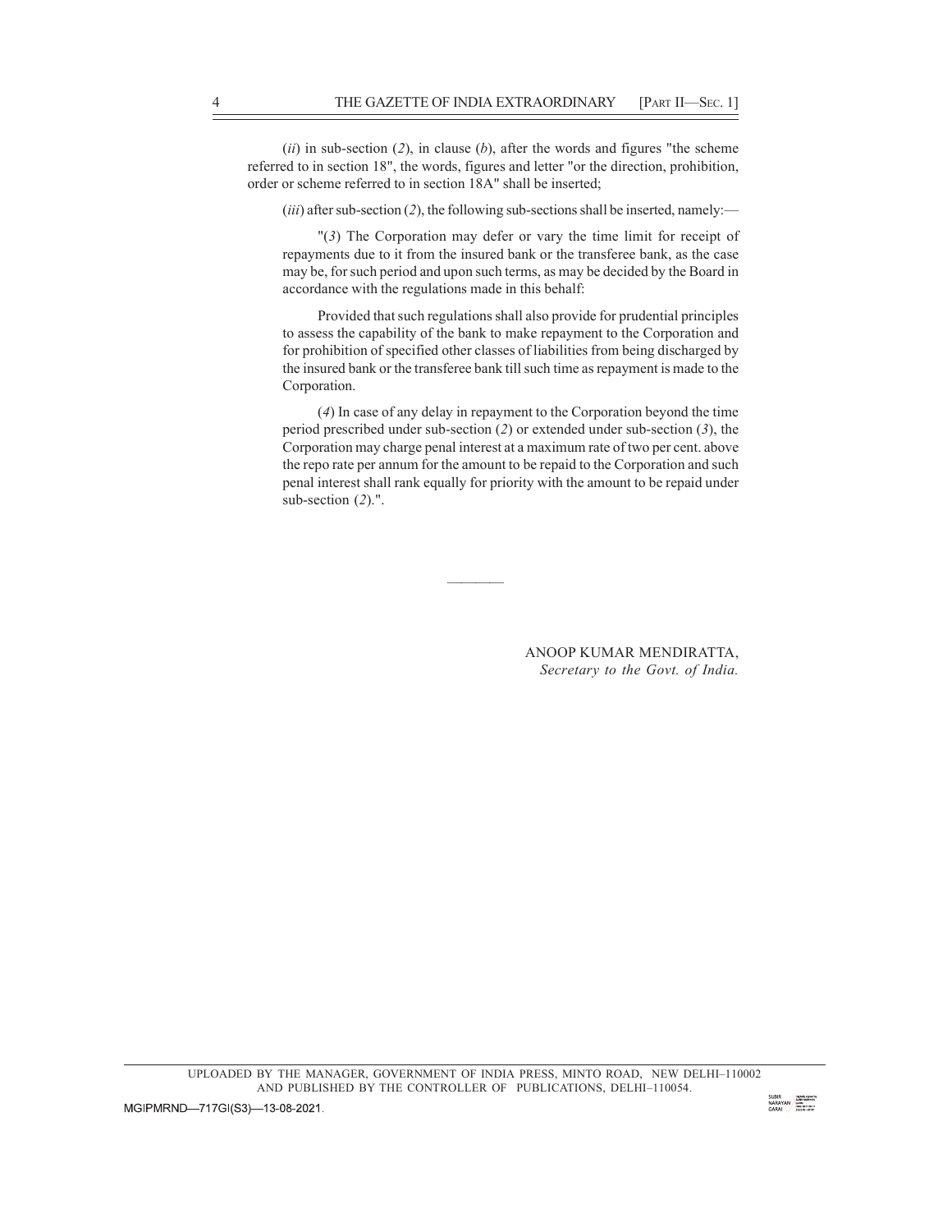(*ii*) in sub-section (*2*), in clause (*b*), after the words and figures "the scheme referred to in section 18", the words, figures and letter "or the direction, prohibition, order or scheme referred to in section 18A" shall be inserted;

(*iii*) after sub-section (*2*), the following sub-sections shall be inserted, namely:—

"(*3*) The Corporation may defer or vary the time limit for receipt of repayments due to it from the insured bank or the transferee bank, as the case may be, for such period and upon such terms, as may be decided by the Board in accordance with the regulations made in this behalf:

Provided that such regulations shall also provide for prudential principles to assess the capability of the bank to make repayment to the Corporation and for prohibition of specified other classes of liabilities from being discharged by the insured bank or the transferee bank till such time as repayment is made to the Corporation.

(*4*) In case of any delay in repayment to the Corporation beyond the time period prescribed under sub-section (*2*) or extended under sub-section (*3*), the Corporation may charge penal interest at a maximum rate of two per cent. above the repo rate per annum for the amount to be repaid to the Corporation and such penal interest shall rank equally for priority with the amount to be repaid under sub-section (*2*).".

————

ANOOP KUMAR MENDIRATTA,
*Secretary to the Govt. of India.*

UPLOADED BY THE MANAGER, GOVERNMENT OF INDIA PRESS, MINTO ROAD, NEW DELHI–110002 AND PUBLISHED BY THE CONTROLLER OF PUBLICATIONS, DELHI–110054.

MGIPMRND—717GI(S3)—13-08-2021.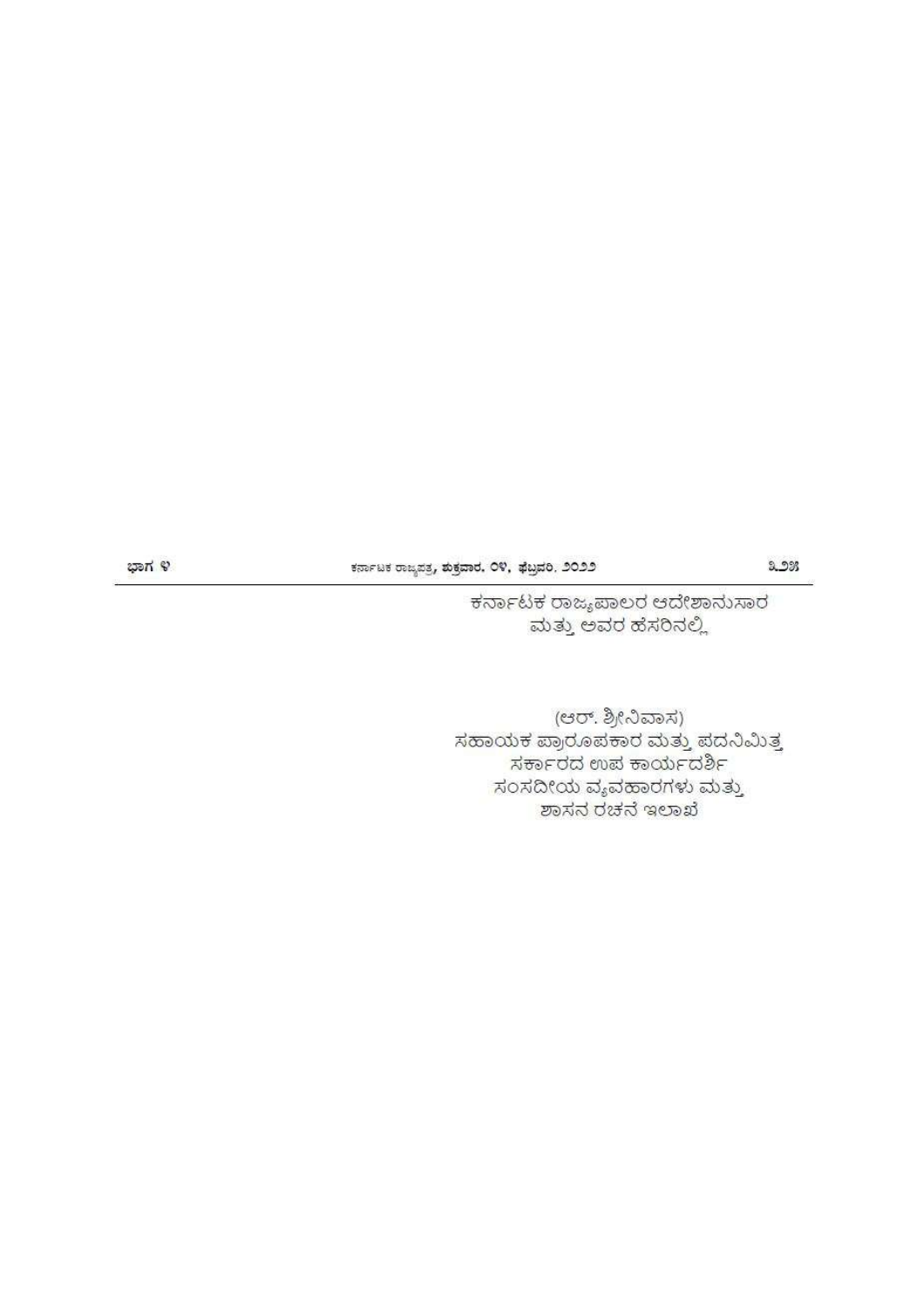ಕರ್ನಾಟಕ ರಾಜ್ಯಪಾಲರ ಆದೇಶಾನುಸಾರ
ಮತ್ತು ಅವರ ಹೆಸರಿನಲ್ಲಿ

(ಆರ್. ಶ್ರೀನಿವಾಸ)
ಸಹಾಯಕ ಪ್ರಾರೂಪಕಾರ ಮತ್ತು ಪದನಿಮಿತ್ತ
ಸರ್ಕಾರದ ಉಪ ಕಾರ್ಯದರ್ಶಿ
ಸಂಸದೀಯ ವ್ಯವಹಾರಗಳು ಮತ್ತು
ಶಾಸನ ರಚನೆ ಇಲಾಖೆ